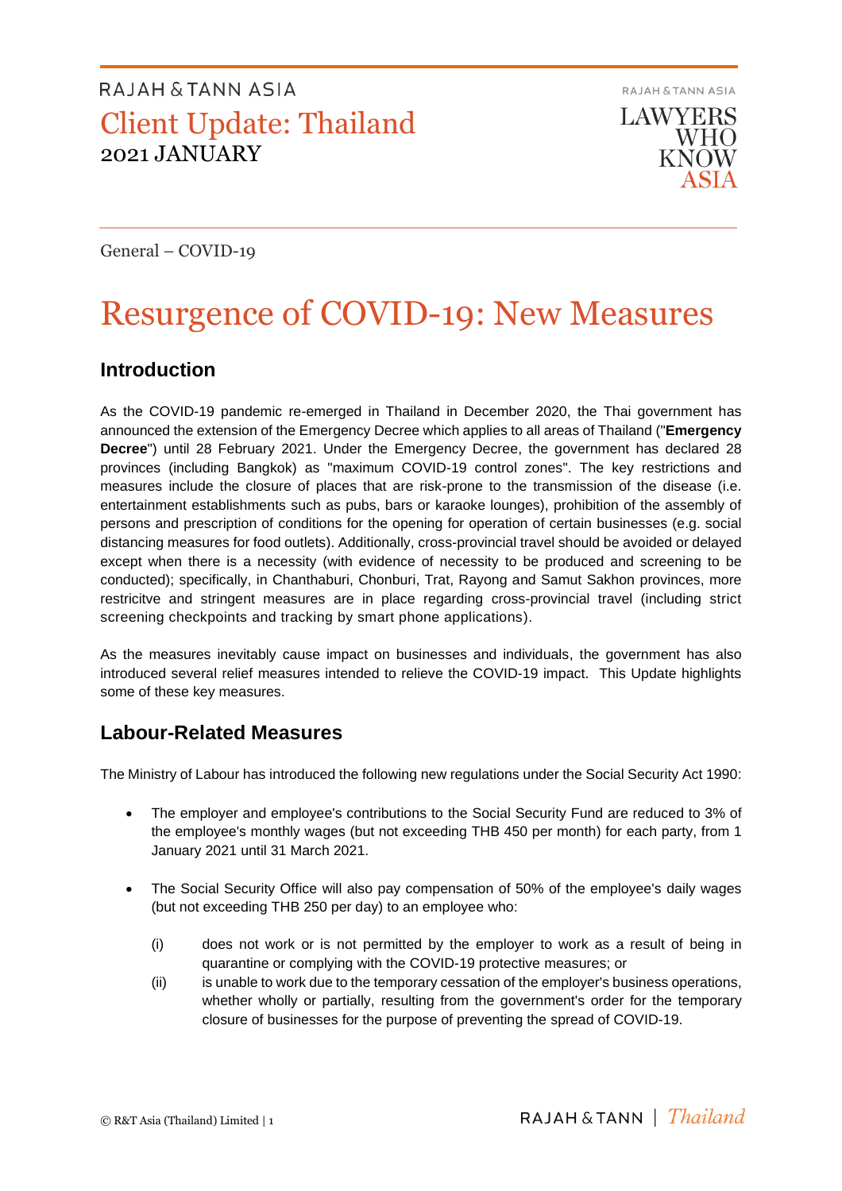RAJAH & TANN ASIA

Client Update: Thailand

2021 JANUARY

RAJAH & TANN ASIA

LAWYERS WHO KNOW ASIA

General – COVID-19

# Resurgence of COVID-19: New Measures

## Introduction

As the COVID-19 pandemic re-emerged in Thailand in December 2020, the Thai government has announced the extension of the Emergency Decree which applies to all areas of Thailand ("**Emergency Decree**") until 28 February 2021. Under the Emergency Decree, the government has declared 28 provinces (including Bangkok) as "maximum COVID-19 control zones". The key restrictions and measures include the closure of places that are risk-prone to the transmission of the disease (i.e. entertainment establishments such as pubs, bars or karaoke lounges), prohibition of the assembly of persons and prescription of conditions for the opening for operation of certain businesses (e.g. social distancing measures for food outlets). Additionally, cross-provincial travel should be avoided or delayed except when there is a necessity (with evidence of necessity to be produced and screening to be conducted); specifically, in Chanthaburi, Chonburi, Trat, Rayong and Samut Sakhon provinces, more restricitve and stringent measures are in place regarding cross-provincial travel (including strict screening checkpoints and tracking by smart phone applications).

As the measures inevitably cause impact on businesses and individuals, the government has also introduced several relief measures intended to relieve the COVID-19 impact. This Update highlights some of these key measures.

## Labour-Related Measures

The Ministry of Labour has introduced the following new regulations under the Social Security Act 1990:

- The employer and employee's contributions to the Social Security Fund are reduced to 3% of the employee's monthly wages (but not exceeding THB 450 per month) for each party, from 1 January 2021 until 31 March 2021.
- The Social Security Office will also pay compensation of 50% of the employee's daily wages (but not exceeding THB 250 per day) to an employee who:
  - (i) does not work or is not permitted by the employer to work as a result of being in quarantine or complying with the COVID-19 protective measures; or
  - (ii) is unable to work due to the temporary cessation of the employer's business operations, whether wholly or partially, resulting from the government's order for the temporary closure of businesses for the purpose of preventing the spread of COVID-19.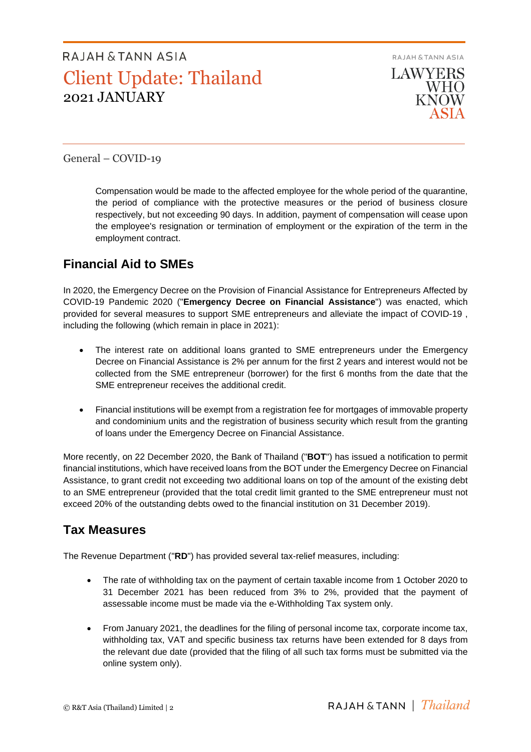Compensation would be made to the affected employee for the whole period of the quarantine, the period of compliance with the protective measures or the period of business closure respectively, but not exceeding 90 days. In addition, payment of compensation will cease upon the employee's resignation or termination of employment or the expiration of the term in the employment contract.

## Financial Aid to SMEs

In 2020, the Emergency Decree on the Provision of Financial Assistance for Entrepreneurs Affected by COVID-19 Pandemic 2020 ("**Emergency Decree on Financial Assistance**") was enacted, which provided for several measures to support SME entrepreneurs and alleviate the impact of COVID-19 , including the following (which remain in place in 2021):

- The interest rate on additional loans granted to SME entrepreneurs under the Emergency Decree on Financial Assistance is 2% per annum for the first 2 years and interest would not be collected from the SME entrepreneur (borrower) for the first 6 months from the date that the SME entrepreneur receives the additional credit.
- Financial institutions will be exempt from a registration fee for mortgages of immovable property and condominium units and the registration of business security which result from the granting of loans under the Emergency Decree on Financial Assistance.

More recently, on 22 December 2020, the Bank of Thailand ("**BOT**") has issued a notification to permit financial institutions, which have received loans from the BOT under the Emergency Decree on Financial Assistance, to grant credit not exceeding two additional loans on top of the amount of the existing debt to an SME entrepreneur (provided that the total credit limit granted to the SME entrepreneur must not exceed 20% of the outstanding debts owed to the financial institution on 31 December 2019).

## Tax Measures

The Revenue Department ("**RD**") has provided several tax-relief measures, including:

- The rate of withholding tax on the payment of certain taxable income from 1 October 2020 to 31 December 2021 has been reduced from 3% to 2%, provided that the payment of assessable income must be made via the e-Withholding Tax system only.
- From January 2021, the deadlines for the filing of personal income tax, corporate income tax, withholding tax, VAT and specific business tax returns have been extended for 8 days from the relevant due date (provided that the filing of all such tax forms must be submitted via the online system only).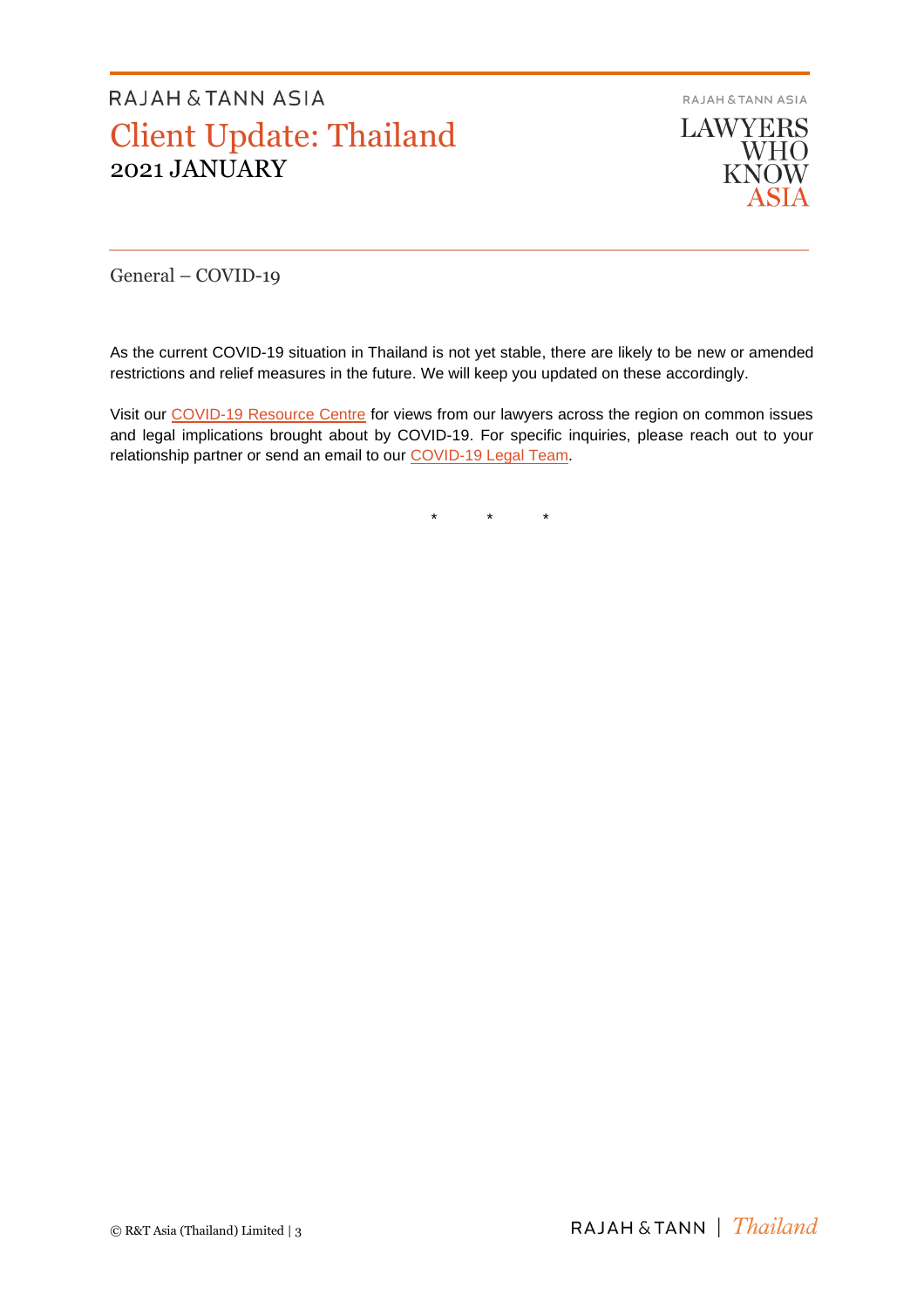General – COVID-19

As the current COVID-19 situation in Thailand is not yet stable, there are likely to be new or amended restrictions and relief measures in the future. We will keep you updated on these accordingly.

Visit our COVID-19 Resource Centre for views from our lawyers across the region on common issues and legal implications brought about by COVID-19. For specific inquiries, please reach out to your relationship partner or send an email to our COVID-19 Legal Team.

\* \* \*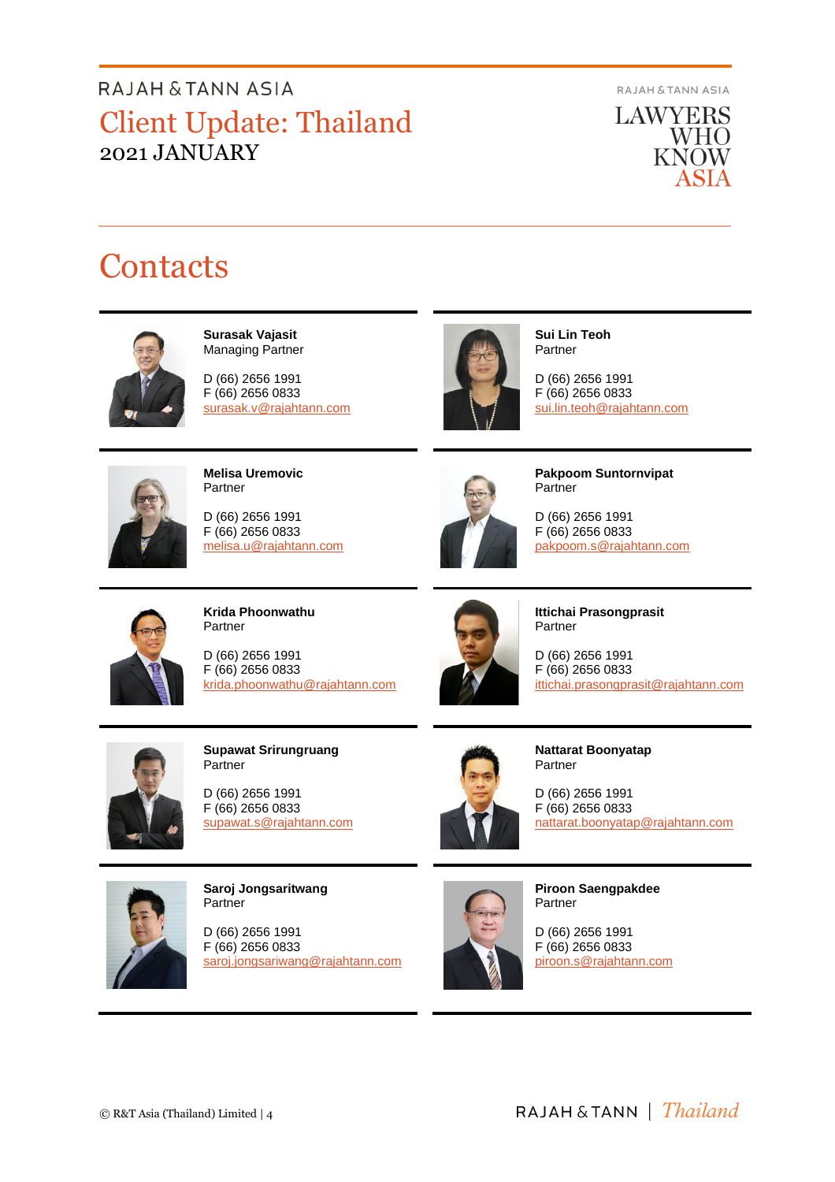# Contacts

**Surasak Vajasit**
Managing Partner

D (66) 2656 1991
F (66) 2656 0833
surasak.v@rajahtann.com

**Sui Lin Teoh**
Partner

D (66) 2656 1991
F (66) 2656 0833
sui.lin.teoh@rajahtann.com

**Melisa Uremovic**
Partner

D (66) 2656 1991
F (66) 2656 0833
melisa.u@rajahtann.com

**Pakpoom Suntornvipat**
Partner

D (66) 2656 1991
F (66) 2656 0833
pakpoom.s@rajahtann.com

**Krida Phoonwathu**
Partner

D (66) 2656 1991
F (66) 2656 0833
krida.phoonwathu@rajahtann.com

**Ittichai Prasongprasit**
Partner

D (66) 2656 1991
F (66) 2656 0833
ittichai.prasongprasit@rajahtann.com

**Supawat Srirungruang**
Partner

D (66) 2656 1991
F (66) 2656 0833
supawat.s@rajahtann.com

**Nattarat Boonyatap**
Partner

D (66) 2656 1991
F (66) 2656 0833
nattarat.boonyatap@rajahtann.com

**Saroj Jongsaritwang**
Partner

D (66) 2656 1991
F (66) 2656 0833
saroj.jongsariwang@rajahtann.com

**Piroon Saengpakdee**
Partner

D (66) 2656 1991
F (66) 2656 0833
piroon.s@rajahtann.com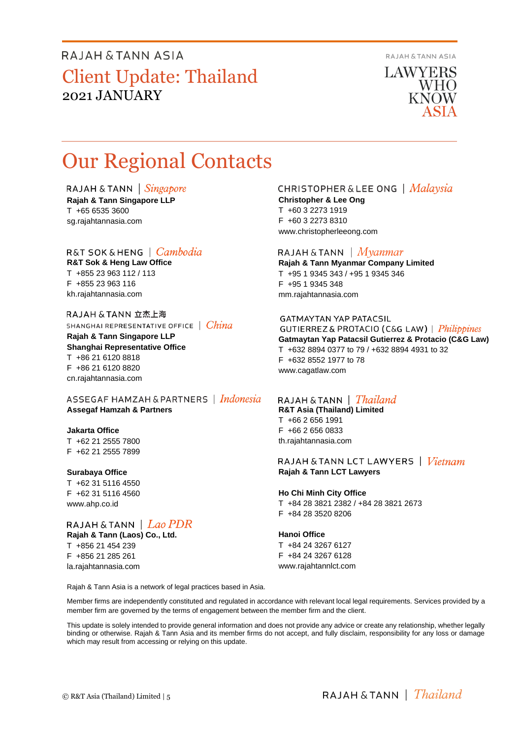# Our Regional Contacts

### RAJAH & TANN | *Singapore*

**Rajah & Tann Singapore LLP**
T +65 6535 3600
sg.rajahtannasia.com

### R&T SOK & HENG | *Cambodia*

**R&T Sok & Heng Law Office**
T +855 23 963 112 / 113
F +855 23 963 116
kh.rajahtannasia.com

### RAJAH & TANN 立杰上海 SHANGHAI REPRESENTATIVE OFFICE | *China*

**Rajah & Tann Singapore LLP**
**Shanghai Representative Office**
T +86 21 6120 8818
F +86 21 6120 8820
cn.rajahtannasia.com

### ASSEGAF HAMZAH & PARTNERS | *Indonesia*

**Assegaf Hamzah & Partners**

**Jakarta Office**
T +62 21 2555 7800
F +62 21 2555 7899

**Surabaya Office**
T +62 31 5116 4550
F +62 31 5116 4560
www.ahp.co.id

### RAJAH & TANN | *Lao PDR*

**Rajah & Tann (Laos) Co., Ltd.**
T +856 21 454 239
F +856 21 285 261
la.rajahtannasia.com

### CHRISTOPHER & LEE ONG | *Malaysia*

**Christopher & Lee Ong**
T +60 3 2273 1919
F +60 3 2273 8310
www.christopherleeong.com

### RAJAH & TANN | *Myanmar*

**Rajah & Tann Myanmar Company Limited**
T +95 1 9345 343 / +95 1 9345 346
F +95 1 9345 348
mm.rajahtannasia.com

### GATMAYTAN YAP PATACSIL GUTIERREZ & PROTACIO (C&G LAW) | *Philippines*

**Gatmaytan Yap Patacsil Gutierrez & Protacio (C&G Law)**
T +632 8894 0377 to 79 / +632 8894 4931 to 32
F +632 8552 1977 to 78
www.cagatlaw.com

### RAJAH & TANN | *Thailand*

**R&T Asia (Thailand) Limited**
T +66 2 656 1991
F +66 2 656 0833
th.rajahtannasia.com

### RAJAH & TANN LCT LAWYERS | *Vietnam*

**Rajah & Tann LCT Lawyers**

**Ho Chi Minh City Office**
T +84 28 3821 2382 / +84 28 3821 2673
F +84 28 3520 8206

**Hanoi Office**
T +84 24 3267 6127
F +84 24 3267 6128
www.rajahtannlct.com

Rajah & Tann Asia is a network of legal practices based in Asia.

Member firms are independently constituted and regulated in accordance with relevant local legal requirements. Services provided by a member firm are governed by the terms of engagement between the member firm and the client.

This update is solely intended to provide general information and does not provide any advice or create any relationship, whether legally binding or otherwise. Rajah & Tann Asia and its member firms do not accept, and fully disclaim, responsibility for any loss or damage which may result from accessing or relying on this update.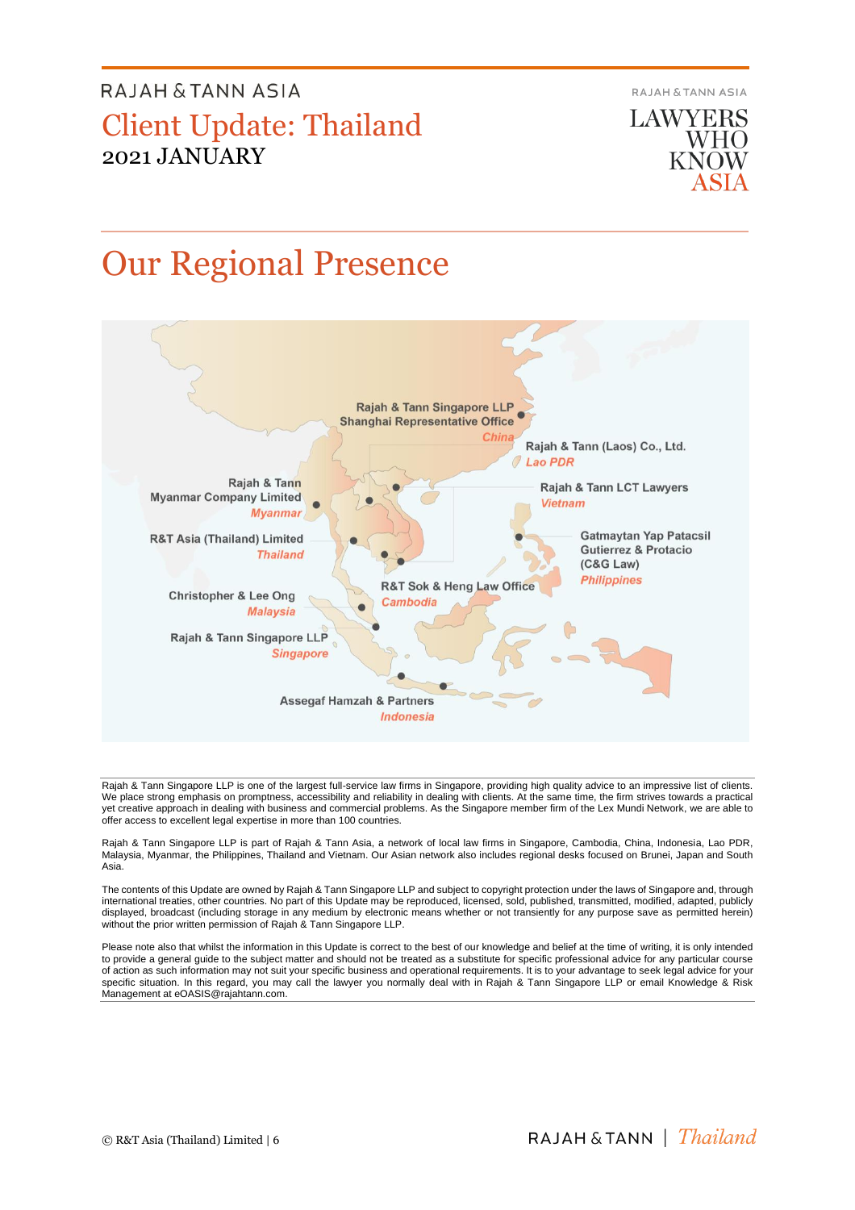# Our Regional Presence

Rajah & Tann Singapore LLP
Shanghai Representative Office
*China*

Rajah & Tann (Laos) Co., Ltd.
*Lao PDR*

Rajah & Tann
Myanmar Company Limited
*Myanmar*

Rajah & Tann LCT Lawyers
*Vietnam*

R&T Asia (Thailand) Limited
*Thailand*

Gatmaytan Yap Patacsil
Gutierrez & Protacio
(C&G Law)
*Philippines*

R&T Sok & Heng Law Office
*Cambodia*

Christopher & Lee Ong
*Malaysia*

Rajah & Tann Singapore LLP
*Singapore*

Assegaf Hamzah & Partners
*Indonesia*

Rajah & Tann Singapore LLP is one of the largest full-service law firms in Singapore, providing high quality advice to an impressive list of clients. We place strong emphasis on promptness, accessibility and reliability in dealing with clients. At the same time, the firm strives towards a practical yet creative approach in dealing with business and commercial problems. As the Singapore member firm of the Lex Mundi Network, we are able to offer access to excellent legal expertise in more than 100 countries.

Rajah & Tann Singapore LLP is part of Rajah & Tann Asia, a network of local law firms in Singapore, Cambodia, China, Indonesia, Lao PDR, Malaysia, Myanmar, the Philippines, Thailand and Vietnam. Our Asian network also includes regional desks focused on Brunei, Japan and South Asia.

The contents of this Update are owned by Rajah & Tann Singapore LLP and subject to copyright protection under the laws of Singapore and, through international treaties, other countries. No part of this Update may be reproduced, licensed, sold, published, transmitted, modified, adapted, publicly displayed, broadcast (including storage in any medium by electronic means whether or not transiently for any purpose save as permitted herein) without the prior written permission of Rajah & Tann Singapore LLP.

Please note also that whilst the information in this Update is correct to the best of our knowledge and belief at the time of writing, it is only intended to provide a general guide to the subject matter and should not be treated as a substitute for specific professional advice for any particular course of action as such information may not suit your specific business and operational requirements. It is to your advantage to seek legal advice for your specific situation. In this regard, you may call the lawyer you normally deal with in Rajah & Tann Singapore LLP or email Knowledge & Risk Management at eOASIS@rajahtann.com.